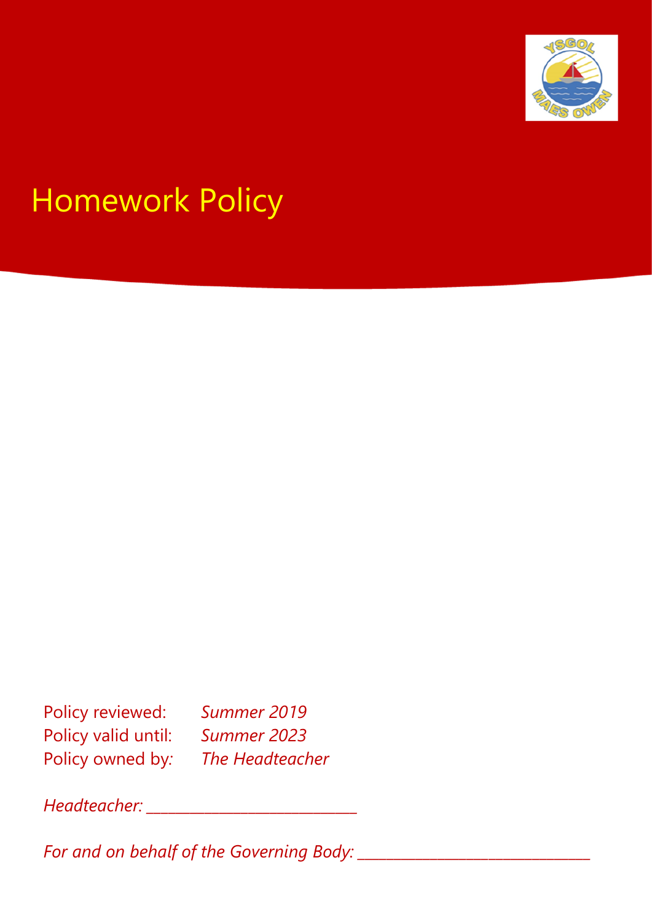# Homework Policy

Policy reviewed: *Summer 2019*
Policy valid until: *Summer 2023*
Policy owned by: *The Headteacher*

*Headteacher:* ___________________________

*For and on behalf of the Governing Body:* ______________________________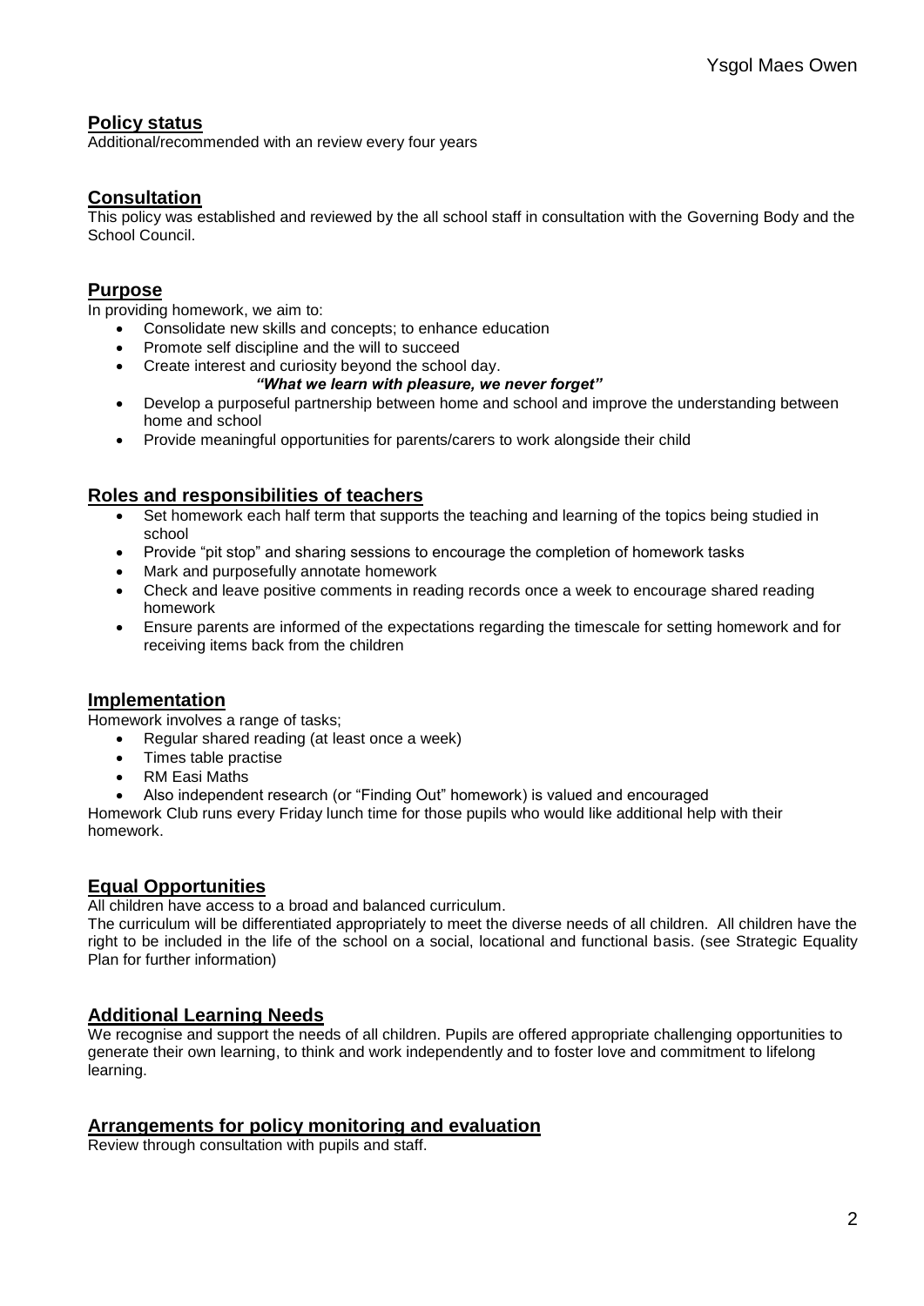## Policy status

Additional/recommended with an review every four years

## Consultation

This policy was established and reviewed by the all school staff in consultation with the Governing Body and the School Council.

## Purpose

In providing homework, we aim to:

- Consolidate new skills and concepts; to enhance education
- Promote self discipline and the will to succeed
- Create interest and curiosity beyond the school day.

***"What we learn with pleasure, we never forget"***

- Develop a purposeful partnership between home and school and improve the understanding between home and school
- Provide meaningful opportunities for parents/carers to work alongside their child

## Roles and responsibilities of teachers

- Set homework each half term that supports the teaching and learning of the topics being studied in school
- Provide "pit stop" and sharing sessions to encourage the completion of homework tasks
- Mark and purposefully annotate homework
- Check and leave positive comments in reading records once a week to encourage shared reading homework
- Ensure parents are informed of the expectations regarding the timescale for setting homework and for receiving items back from the children

## Implementation

Homework involves a range of tasks;

- Regular shared reading (at least once a week)
- Times table practise
- RM Easi Maths
- Also independent research (or "Finding Out" homework) is valued and encouraged

Homework Club runs every Friday lunch time for those pupils who would like additional help with their homework.

## Equal Opportunities

All children have access to a broad and balanced curriculum.

The curriculum will be differentiated appropriately to meet the diverse needs of all children. All children have the right to be included in the life of the school on a social, locational and functional basis. (see Strategic Equality Plan for further information)

## Additional Learning Needs

We recognise and support the needs of all children. Pupils are offered appropriate challenging opportunities to generate their own learning, to think and work independently and to foster love and commitment to lifelong learning.

## Arrangements for policy monitoring and evaluation

Review through consultation with pupils and staff.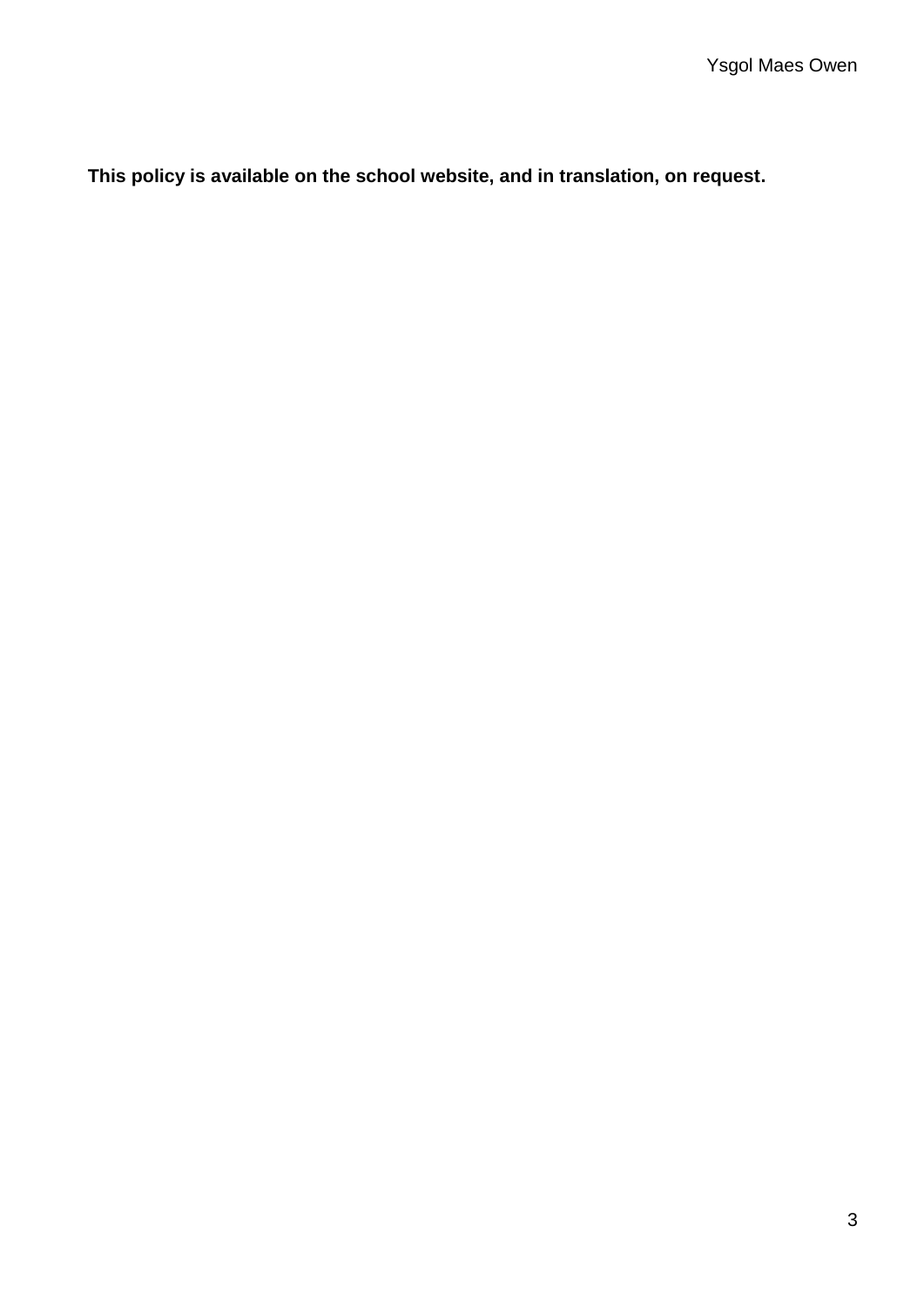**This policy is available on the school website, and in translation, on request.**